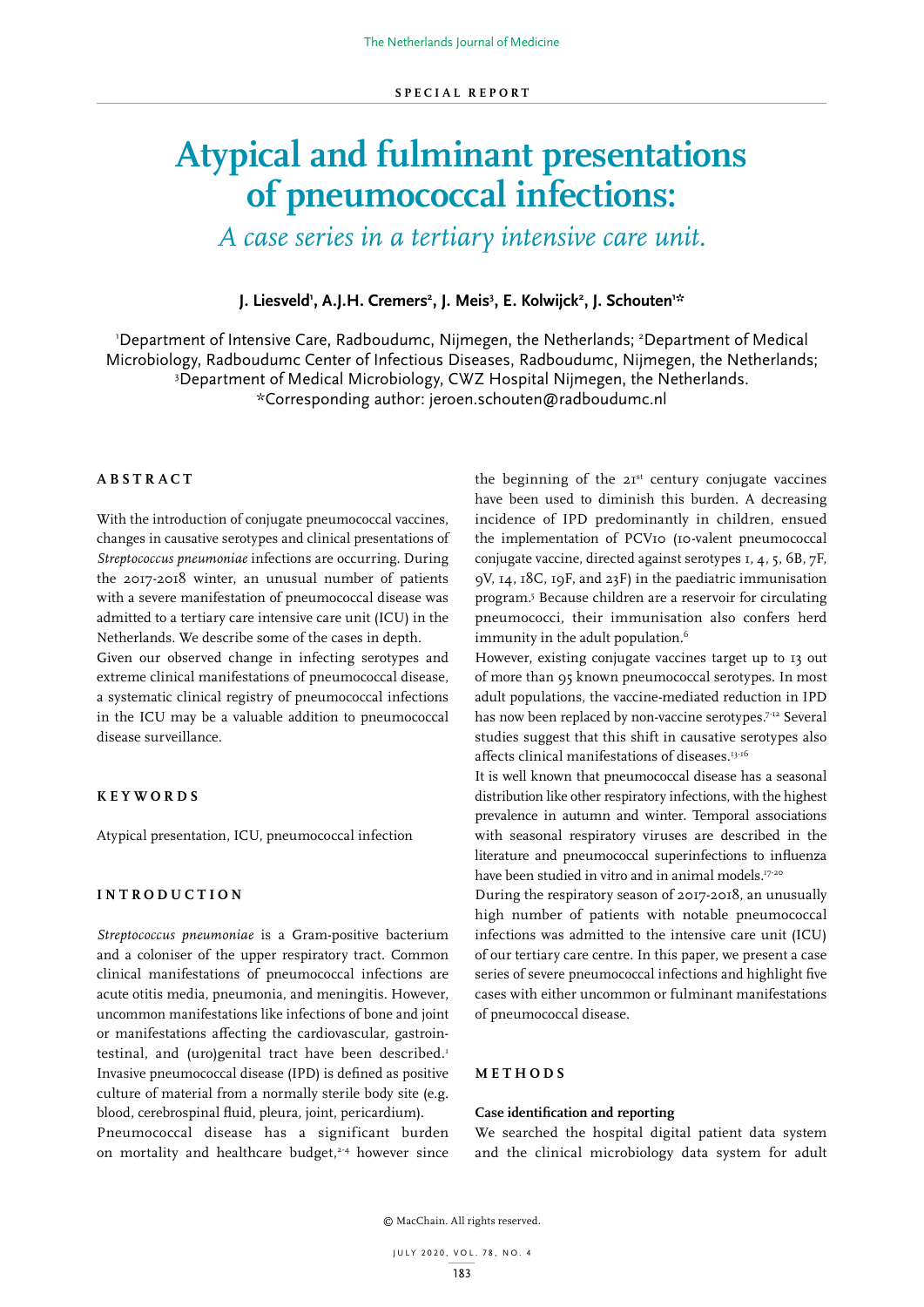SPECIAL REPORT

# Atypical and fulminant presentations of pneumococcal infections:

*A case series in a tertiary intensive care unit.*

**J. Liesveld[1], A.J.H. Cremers[2], J. Meis[3], E. Kolwijck[2], J. Schouten[1]***

[1]Department of Intensive Care, Radboudumc, Nijmegen, the Netherlands; [2]Department of Medical Microbiology, Radboudumc Center of Infectious Diseases, Radboudumc, Nijmegen, the Netherlands; [3]Department of Medical Microbiology, CWZ Hospital Nijmegen, the Netherlands.
*Corresponding author: jeroen.schouten@radboudumc.nl

## ABSTRACT

With the introduction of conjugate pneumococcal vaccines, changes in causative serotypes and clinical presentations of *Streptococcus pneumoniae* infections are occurring. During the 2017-2018 winter, an unusual number of patients with a severe manifestation of pneumococcal disease was admitted to a tertiary care intensive care unit (ICU) in the Netherlands. We describe some of the cases in depth.
Given our observed change in infecting serotypes and extreme clinical manifestations of pneumococcal disease, a systematic clinical registry of pneumococcal infections in the ICU may be a valuable addition to pneumococcal disease surveillance.

## KEYWORDS

Atypical presentation, ICU, pneumococcal infection

## INTRODUCTION

*Streptococcus pneumoniae* is a Gram-positive bacterium and a coloniser of the upper respiratory tract. Common clinical manifestations of pneumococcal infections are acute otitis media, pneumonia, and meningitis. However, uncommon manifestations like infections of bone and joint or manifestations affecting the cardiovascular, gastrointestinal, and (uro)genital tract have been described.[1]
Invasive pneumococcal disease (IPD) is defined as positive culture of material from a normally sterile body site (e.g. blood, cerebrospinal fluid, pleura, joint, pericardium).
Pneumococcal disease has a significant burden on mortality and healthcare budget,[2-4] however since the beginning of the 21st century conjugate vaccines have been used to diminish this burden. A decreasing incidence of IPD predominantly in children, ensued the implementation of PCV10 (10-valent pneumococcal conjugate vaccine, directed against serotypes 1, 4, 5, 6B, 7F, 9V, 14, 18C, 19F, and 23F) in the paediatric immunisation program.[5] Because children are a reservoir for circulating pneumococci, their immunisation also confers herd immunity in the adult population.[6]
However, existing conjugate vaccines target up to 13 out of more than 95 known pneumococcal serotypes. In most adult populations, the vaccine-mediated reduction in IPD has now been replaced by non-vaccine serotypes.[7-12] Several studies suggest that this shift in causative serotypes also affects clinical manifestations of diseases.[13-16]
It is well known that pneumococcal disease has a seasonal distribution like other respiratory infections, with the highest prevalence in autumn and winter. Temporal associations with seasonal respiratory viruses are described in the literature and pneumococcal superinfections to influenza have been studied in vitro and in animal models.[17-20]
During the respiratory season of 2017-2018, an unusually high number of patients with notable pneumococcal infections was admitted to the intensive care unit (ICU) of our tertiary care centre. In this paper, we present a case series of severe pneumococcal infections and highlight five cases with either uncommon or fulminant manifestations of pneumococcal disease.

## METHODS

### Case identification and reporting

We searched the hospital digital patient data system and the clinical microbiology data system for adult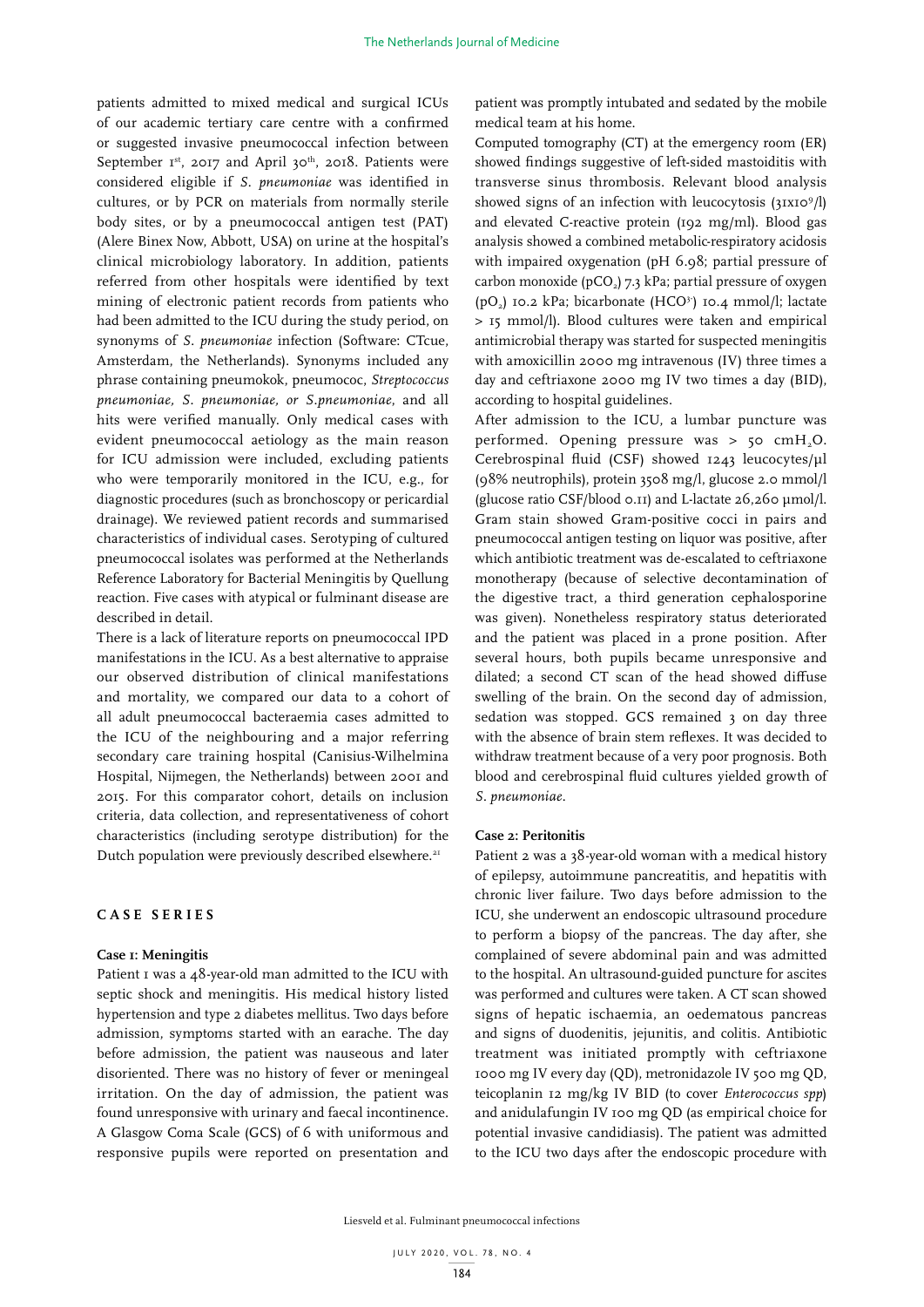patients admitted to mixed medical and surgical ICUs of our academic tertiary care centre with a confirmed or suggested invasive pneumococcal infection between September 1st, 2017 and April 30th, 2018. Patients were considered eligible if *S. pneumoniae* was identified in cultures, or by PCR on materials from normally sterile body sites, or by a pneumococcal antigen test (PAT) (Alere Binex Now, Abbott, USA) on urine at the hospital's clinical microbiology laboratory. In addition, patients referred from other hospitals were identified by text mining of electronic patient records from patients who had been admitted to the ICU during the study period, on synonyms of *S. pneumoniae* infection (Software: CTcue, Amsterdam, the Netherlands). Synonyms included any phrase containing pneumokok, pneumococ, *Streptococcus pneumoniae, S. pneumoniae, or S.pneumoniae*, and all hits were verified manually. Only medical cases with evident pneumococcal aetiology as the main reason for ICU admission were included, excluding patients who were temporarily monitored in the ICU, e.g., for diagnostic procedures (such as bronchoscopy or pericardial drainage). We reviewed patient records and summarised characteristics of individual cases. Serotyping of cultured pneumococcal isolates was performed at the Netherlands Reference Laboratory for Bacterial Meningitis by Quellung reaction. Five cases with atypical or fulminant disease are described in detail.

There is a lack of literature reports on pneumococcal IPD manifestations in the ICU. As a best alternative to appraise our observed distribution of clinical manifestations and mortality, we compared our data to a cohort of all adult pneumococcal bacteraemia cases admitted to the ICU of the neighbouring and a major referring secondary care training hospital (Canisius-Wilhelmina Hospital, Nijmegen, the Netherlands) between 2001 and 2015. For this comparator cohort, details on inclusion criteria, data collection, and representativeness of cohort characteristics (including serotype distribution) for the Dutch population were previously described elsewhere.[21]

## CASE SERIES

### Case 1: Meningitis

Patient 1 was a 48-year-old man admitted to the ICU with septic shock and meningitis. His medical history listed hypertension and type 2 diabetes mellitus. Two days before admission, symptoms started with an earache. The day before admission, the patient was nauseous and later disoriented. There was no history of fever or meningeal irritation. On the day of admission, the patient was found unresponsive with urinary and faecal incontinence. A Glasgow Coma Scale (GCS) of 6 with uniformous and responsive pupils were reported on presentation and patient was promptly intubated and sedated by the mobile medical team at his home.

Computed tomography (CT) at the emergency room (ER) showed findings suggestive of left-sided mastoiditis with transverse sinus thrombosis. Relevant blood analysis showed signs of an infection with leucocytosis ($31 \times 10^9$/l) and elevated C-reactive protein (192 mg/ml). Blood gas analysis showed a combined metabolic-respiratory acidosis with impaired oxygenation (pH 6.98; partial pressure of carbon monoxide ($pCO_2$) 7.3 kPa; partial pressure of oxygen ($pO_2$) 10.2 kPa; bicarbonate ($HCO^{3-}$) 10.4 mmol/l; lactate > 15 mmol/l). Blood cultures were taken and empirical antimicrobial therapy was started for suspected meningitis with amoxicillin 2000 mg intravenous (IV) three times a day and ceftriaxone 2000 mg IV two times a day (BID), according to hospital guidelines.

After admission to the ICU, a lumbar puncture was performed. Opening pressure was > 50 $cmH_2O$. Cerebrospinal fluid (CSF) showed 1243 leucocytes/μl (98% neutrophils), protein 3508 mg/l, glucose 2.0 mmol/l (glucose ratio CSF/blood 0.11) and L-lactate 26,260 μmol/l. Gram stain showed Gram-positive cocci in pairs and pneumococcal antigen testing on liquor was positive, after which antibiotic treatment was de-escalated to ceftriaxone monotherapy (because of selective decontamination of the digestive tract, a third generation cephalosporine was given). Nonetheless respiratory status deteriorated and the patient was placed in a prone position. After several hours, both pupils became unresponsive and dilated; a second CT scan of the head showed diffuse swelling of the brain. On the second day of admission, sedation was stopped. GCS remained 3 on day three with the absence of brain stem reflexes. It was decided to withdraw treatment because of a very poor prognosis. Both blood and cerebrospinal fluid cultures yielded growth of *S. pneumoniae*.

### Case 2: Peritonitis

Patient 2 was a 38-year-old woman with a medical history of epilepsy, autoimmune pancreatitis, and hepatitis with chronic liver failure. Two days before admission to the ICU, she underwent an endoscopic ultrasound procedure to perform a biopsy of the pancreas. The day after, she complained of severe abdominal pain and was admitted to the hospital. An ultrasound-guided puncture for ascites was performed and cultures were taken. A CT scan showed signs of hepatic ischaemia, an oedematous pancreas and signs of duodenitis, jejunitis, and colitis. Antibiotic treatment was initiated promptly with ceftriaxone 1000 mg IV every day (QD), metronidazole IV 500 mg QD, teicoplanin 12 mg/kg IV BID (to cover *Enterococcus spp*) and anidulafungin IV 100 mg QD (as empirical choice for potential invasive candidiasis). The patient was admitted to the ICU two days after the endoscopic procedure with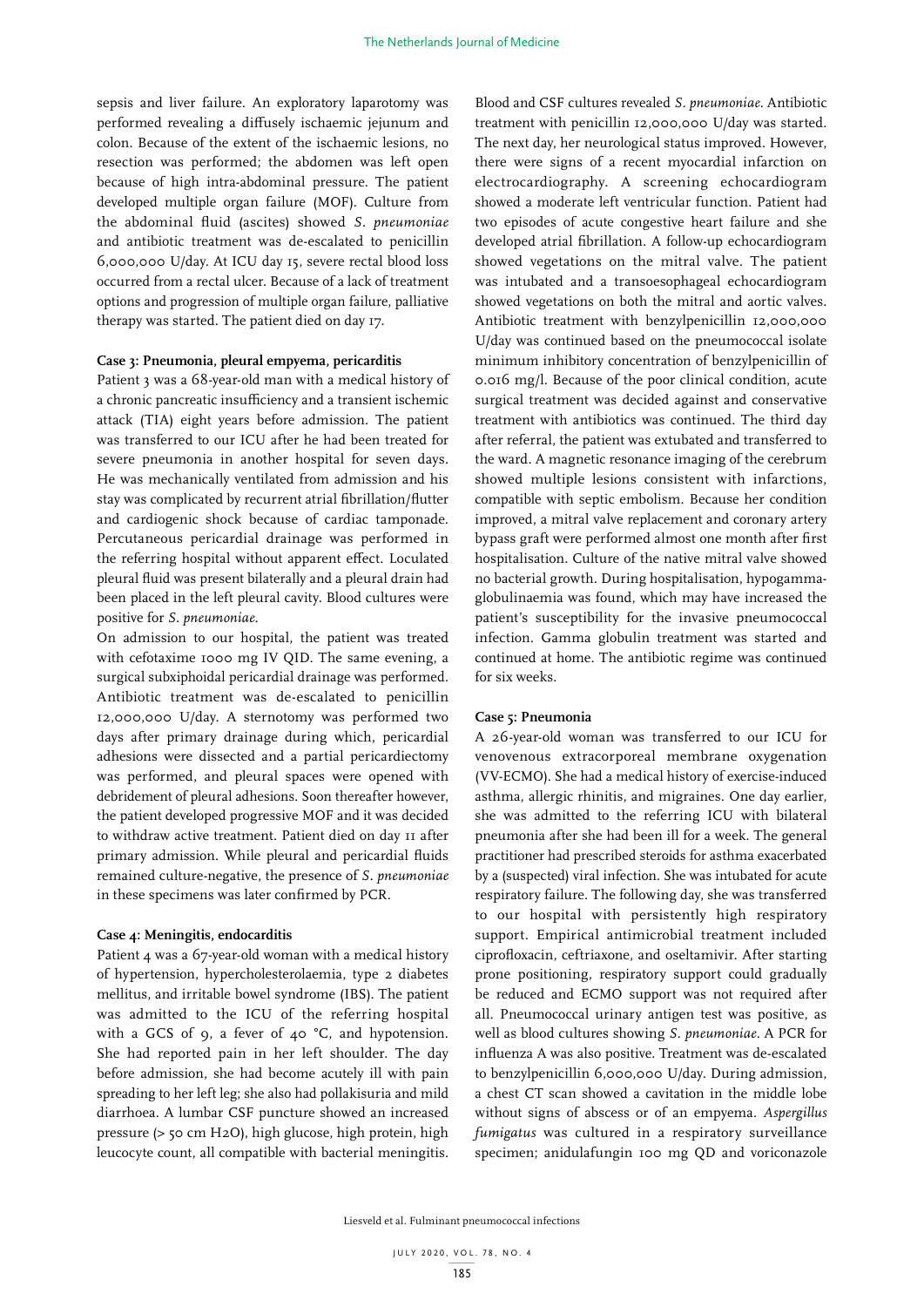sepsis and liver failure. An exploratory laparotomy was performed revealing a diffusely ischaemic jejunum and colon. Because of the extent of the ischaemic lesions, no resection was performed; the abdomen was left open because of high intra-abdominal pressure. The patient developed multiple organ failure (MOF). Culture from the abdominal fluid (ascites) showed *S. pneumoniae* and antibiotic treatment was de-escalated to penicillin 6,000,000 U/day. At ICU day 15, severe rectal blood loss occurred from a rectal ulcer. Because of a lack of treatment options and progression of multiple organ failure, palliative therapy was started. The patient died on day 17.

**Case 3: Pneumonia, pleural empyema, pericarditis**

Patient 3 was a 68-year-old man with a medical history of a chronic pancreatic insufficiency and a transient ischemic attack (TIA) eight years before admission. The patient was transferred to our ICU after he had been treated for severe pneumonia in another hospital for seven days. He was mechanically ventilated from admission and his stay was complicated by recurrent atrial fibrillation/flutter and cardiogenic shock because of cardiac tamponade. Percutaneous pericardial drainage was performed in the referring hospital without apparent effect. Loculated pleural fluid was present bilaterally and a pleural drain had been placed in the left pleural cavity. Blood cultures were positive for *S. pneumoniae*.

On admission to our hospital, the patient was treated with cefotaxime 1000 mg IV QID. The same evening, a surgical subxiphoidal pericardial drainage was performed. Antibiotic treatment was de-escalated to penicillin 12,000,000 U/day. A sternotomy was performed two days after primary drainage during which, pericardial adhesions were dissected and a partial pericardiectomy was performed, and pleural spaces were opened with debridement of pleural adhesions. Soon thereafter however, the patient developed progressive MOF and it was decided to withdraw active treatment. Patient died on day 11 after primary admission. While pleural and pericardial fluids remained culture-negative, the presence of *S. pneumoniae* in these specimens was later confirmed by PCR.

**Case 4: Meningitis, endocarditis**

Patient 4 was a 67-year-old woman with a medical history of hypertension, hypercholesterolaemia, type 2 diabetes mellitus, and irritable bowel syndrome (IBS). The patient was admitted to the ICU of the referring hospital with a GCS of 9, a fever of 40 °C, and hypotension. She had reported pain in her left shoulder. The day before admission, she had become acutely ill with pain spreading to her left leg; she also had pollakisuria and mild diarrhoea. A lumbar CSF puncture showed an increased pressure (> 50 cm $H_2O$), high glucose, high protein, high leucocyte count, all compatible with bacterial meningitis. Blood and CSF cultures revealed *S. pneumoniae*. Antibiotic treatment with penicillin 12,000,000 U/day was started. The next day, her neurological status improved. However, there were signs of a recent myocardial infarction on electrocardiography. A screening echocardiogram showed a moderate left ventricular function. Patient had two episodes of acute congestive heart failure and she developed atrial fibrillation. A follow-up echocardiogram showed vegetations on the mitral valve. The patient was intubated and a transoesophageal echocardiogram showed vegetations on both the mitral and aortic valves. Antibiotic treatment with benzylpenicillin 12,000,000 U/day was continued based on the pneumococcal isolate minimum inhibitory concentration of benzylpenicillin of 0.016 mg/l. Because of the poor clinical condition, acute surgical treatment was decided against and conservative treatment with antibiotics was continued. The third day after referral, the patient was extubated and transferred to the ward. A magnetic resonance imaging of the cerebrum showed multiple lesions consistent with infarctions, compatible with septic embolism. Because her condition improved, a mitral valve replacement and coronary artery bypass graft were performed almost one month after first hospitalisation. Culture of the native mitral valve showed no bacterial growth. During hospitalisation, hypogammaglobulinaemia was found, which may have increased the patient's susceptibility for the invasive pneumococcal infection. Gamma globulin treatment was started and continued at home. The antibiotic regime was continued for six weeks.

**Case 5: Pneumonia**

A 26-year-old woman was transferred to our ICU for venovenous extracorporeal membrane oxygenation (VV-ECMO). She had a medical history of exercise-induced asthma, allergic rhinitis, and migraines. One day earlier, she was admitted to the referring ICU with bilateral pneumonia after she had been ill for a week. The general practitioner had prescribed steroids for asthma exacerbated by a (suspected) viral infection. She was intubated for acute respiratory failure. The following day, she was transferred to our hospital with persistently high respiratory support. Empirical antimicrobial treatment included ciprofloxacin, ceftriaxone, and oseltamivir. After starting prone positioning, respiratory support could gradually be reduced and ECMO support was not required after all. Pneumococcal urinary antigen test was positive, as well as blood cultures showing *S. pneumoniae*. A PCR for influenza A was also positive. Treatment was de-escalated to benzylpenicillin 6,000,000 U/day. During admission, a chest CT scan showed a cavitation in the middle lobe without signs of abscess or of an empyema. *Aspergillus fumigatus* was cultured in a respiratory surveillance specimen; anidulafungin 100 mg QD and voriconazole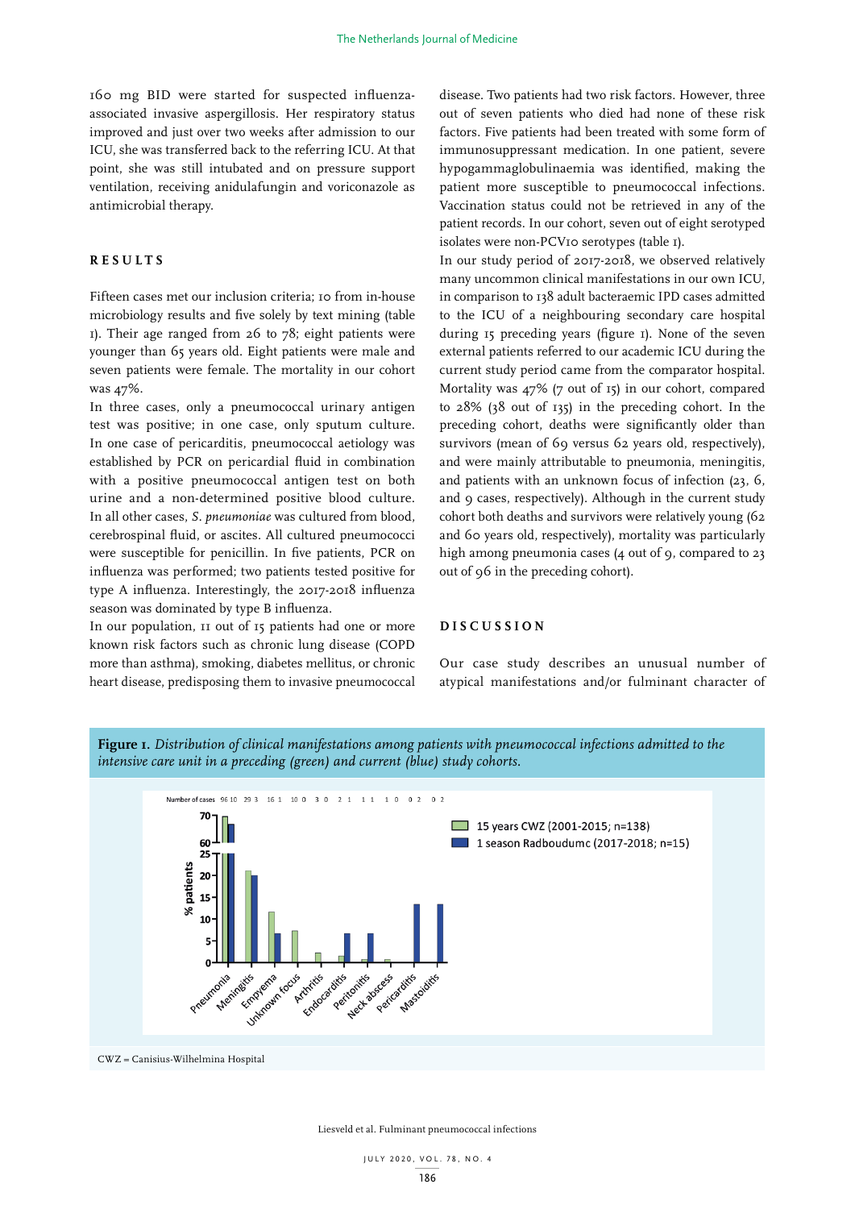160 mg BID were started for suspected influenza-associated invasive aspergillosis. Her respiratory status improved and just over two weeks after admission to our ICU, she was transferred back to the referring ICU. At that point, she was still intubated and on pressure support ventilation, receiving anidulafungin and voriconazole as antimicrobial therapy.

## RESULTS

Fifteen cases met our inclusion criteria; 10 from in-house microbiology results and five solely by text mining (table 1). Their age ranged from 26 to 78; eight patients were younger than 65 years old. Eight patients were male and seven patients were female. The mortality in our cohort was 47%.

In three cases, only a pneumococcal urinary antigen test was positive; in one case, only sputum culture. In one case of pericarditis, pneumococcal aetiology was established by PCR on pericardial fluid in combination with a positive pneumococcal antigen test on both urine and a non-determined positive blood culture. In all other cases, *S. pneumoniae* was cultured from blood, cerebrospinal fluid, or ascites. All cultured pneumococci were susceptible for penicillin. In five patients, PCR on influenza was performed; two patients tested positive for type A influenza. Interestingly, the 2017-2018 influenza season was dominated by type B influenza.

In our population, 11 out of 15 patients had one or more known risk factors such as chronic lung disease (COPD more than asthma), smoking, diabetes mellitus, or chronic heart disease, predisposing them to invasive pneumococcal disease. Two patients had two risk factors. However, three out of seven patients who died had none of these risk factors. Five patients had been treated with some form of immunosuppressant medication. In one patient, severe hypogammaglobulinaemia was identified, making the patient more susceptible to pneumococcal infections. Vaccination status could not be retrieved in any of the patient records. In our cohort, seven out of eight serotyped isolates were non-PCV10 serotypes (table 1).

In our study period of 2017-2018, we observed relatively many uncommon clinical manifestations in our own ICU, in comparison to 138 adult bacteraemic IPD cases admitted to the ICU of a neighbouring secondary care hospital during 15 preceding years (figure 1). None of the seven external patients referred to our academic ICU during the current study period came from the comparator hospital. Mortality was 47% (7 out of 15) in our cohort, compared to 28% (38 out of 135) in the preceding cohort. In the preceding cohort, deaths were significantly older than survivors (mean of 69 versus 62 years old, respectively), and were mainly attributable to pneumonia, meningitis, and patients with an unknown focus of infection (23, 6, and 9 cases, respectively). Although in the current study cohort both deaths and survivors were relatively young (62 and 60 years old, respectively), mortality was particularly high among pneumonia cases (4 out of 9, compared to 23 out of 96 in the preceding cohort).

## DISCUSSION

Our case study describes an unusual number of atypical manifestations and/or fulminant character of

**Figure 1.** *Distribution of clinical manifestations among patients with pneumococcal infections admitted to the intensive care unit in a preceding (green) and current (blue) study cohorts.*

| Clinical manifestation | 15 years CWZ (2001-2015; n=138) number of cases | 1 season Radboudumc (2017-2018; n=15) number of cases |
|---|---|---|
| Pneumonia | 96 | 10 |
| Meningitis | 29 | 3 |
| Empyema | 16 | 1 |
| Unknown focus | 10 | 0 |
| Arthritis | 3 | 0 |
| Endocarditis | 2 | 1 |
| Peritonitis | 1 | 1 |
| Neck abscess | 1 | 0 |
| Pericarditis | 0 | 2 |
| Mastoiditis | 0 | 2 |

CWZ = Canisius-Wilhelmina Hospital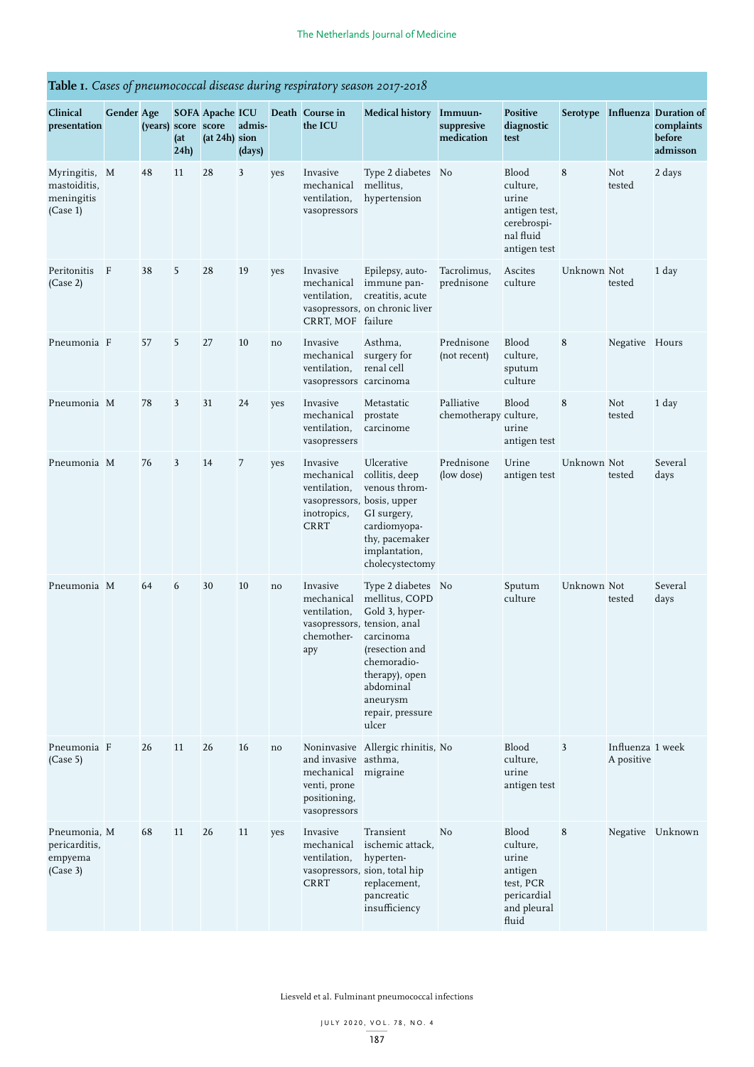**Table 1.** *Cases of pneumococcal disease during respiratory season 2017-2018*

| Clinical presentation | Gender | Age (years) | SOFA score (at 24h) | Apache score (at 24h) | ICU admission (days) | Death | Course in the ICU | Medical history | Immuunsuppresive medication | Positive diagnostic test | Serotype | Influenza | Duration of complaints before admisson |
|---|---|---|---|---|---|---|---|---|---|---|---|---|---|
| Myringitis, mastoiditis, meningitis (Case 1) | M | 48 | 11 | 28 | 3 | yes | Invasive mechanical ventilation, vasopressors | Type 2 diabetes mellitus, hypertension | No | Blood culture, urine antigen test, cerebrospinal fluid antigen test | 8 | Not tested | 2 days |
| Peritonitis (Case 2) | F | 38 | 5 | 28 | 19 | yes | Invasive mechanical ventilation, vasopressors, CRRT, MOF | Epilepsy, auto-immune pancreatitis, acute on chronic liver failure | Tacrolimus, prednisone | Ascites culture | Unknown | Not tested | 1 day |
| Pneumonia | F | 57 | 5 | 27 | 10 | no | Invasive mechanical ventilation, vasopressors | Asthma, surgery for renal cell carcinoma | Prednisone (not recent) | Blood culture, sputum culture | 8 | Negative | Hours |
| Pneumonia | M | 78 | 3 | 31 | 24 | yes | Invasive mechanical ventilation, vasopressers | Metastatic prostate carcinome | Palliative chemotherapy | Blood culture, urine antigen test | 8 | Not tested | 1 day |
| Pneumonia | M | 76 | 3 | 14 | 7 | yes | Invasive mechanical ventilation, vasopressors, inotropics, CRRT | Ulcerative collitis, deep venous thrombosis, upper GI surgery, cardiomyopathy, pacemaker implantation, cholecystectomy | Prednisone (low dose) | Urine antigen test | Unknown | Not tested | Several days |
| Pneumonia | M | 64 | 6 | 30 | 10 | no | Invasive mechanical ventilation, vasopressors, chemotherapy | Type 2 diabetes mellitus, COPD Gold 3, hypertension, anal carcinoma (resection and chemoradiotherapy), open abdominal aneurysm repair, pressure ulcer | No | Sputum culture | Unknown | Not tested | Several days |
| Pneumonia (Case 5) | F | 26 | 11 | 26 | 16 | no | Noninvasive and invasive mechanical venti, prone positioning, vasopressors | Allergic rhinitis, asthma, migraine | No | Blood culture, urine antigen test | 3 | Influenza A positive | 1 week |
| Pneumonia, pericarditis, empyema (Case 3) | M | 68 | 11 | 26 | 11 | yes | Invasive mechanical ventilation, vasopressors, CRRT | Transient ischemic attack, hypertension, total hip replacement, pancreatic insufficiency | No | Blood culture, urine antigen test, PCR pericardial and pleural fluid | 8 | Negative | Unknown |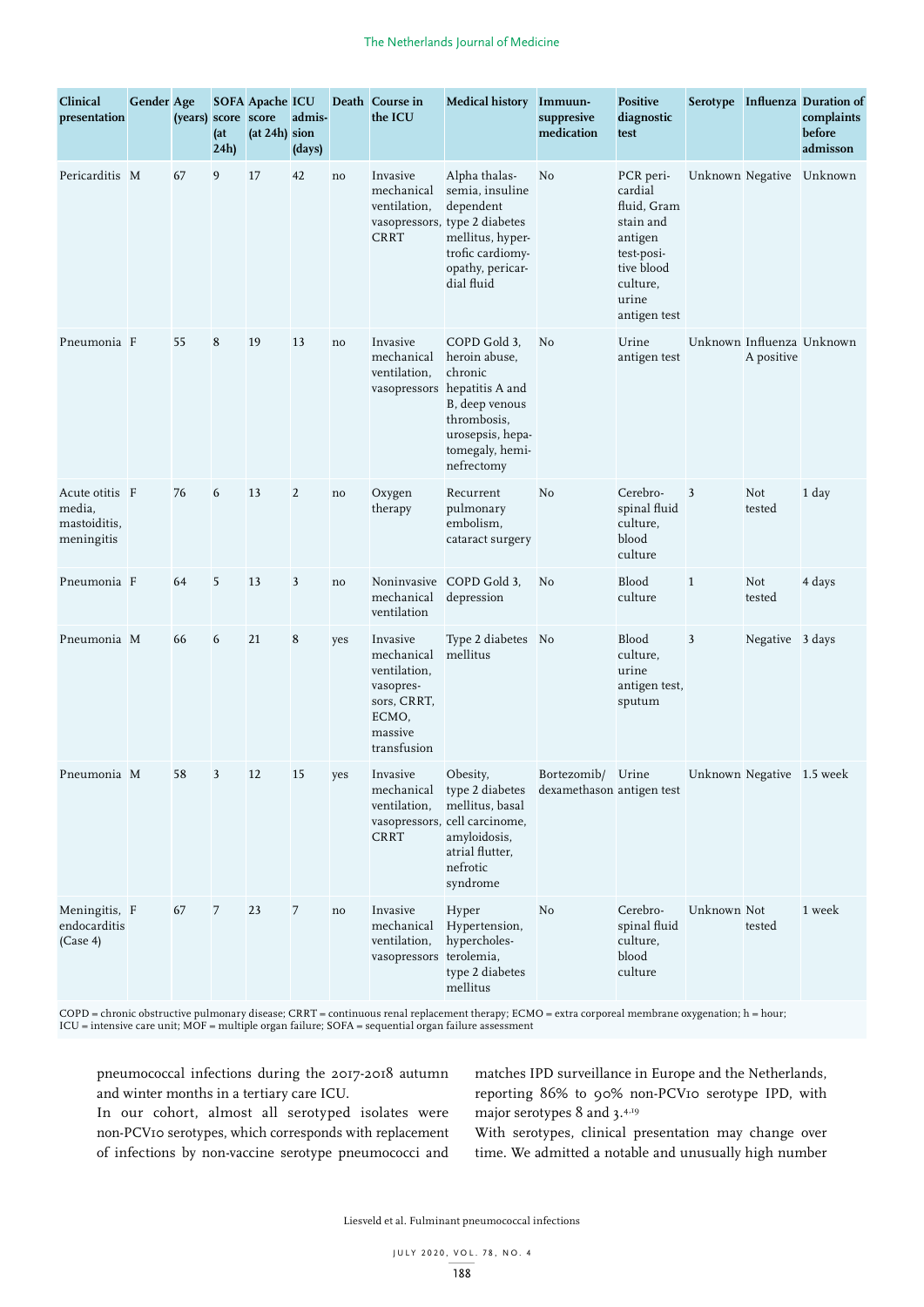| Clinical presentation | Gender | Age (years) | SOFA score (at 24h) | Apache score (at 24h) | ICU admission (days) | Death | Course in the ICU | Medical history | Immuunsuppresive medication | Positive diagnostic test | Serotype | Influenza | Duration of complaints before admisson |
|---|---|---|---|---|---|---|---|---|---|---|---|---|---|
| Pericarditis | M | 67 | 9 | 17 | 42 | no | Invasive mechanical ventilation, vasopressors, CRRT | Alpha thalassemia, insuline dependent type 2 diabetes mellitus, hypertrofic cardiomyopathy, pericardial fluid | No | PCR pericardial fluid, Gram stain and antigen test-positive blood culture, urine antigen test | Unknown | Negative | Unknown |
| Pneumonia | F | 55 | 8 | 19 | 13 | no | Invasive mechanical ventilation, vasopressors | COPD Gold 3, heroin abuse, chronic hepatitis A and B, deep venous thrombosis, urosepsis, hepatomegaly, heminefrectomy | No | Urine antigen test | Unknown | Influenza A positive | Unknown |
| Acute otitis media, mastoiditis, meningitis | F | 76 | 6 | 13 | 2 | no | Oxygen therapy | Recurrent pulmonary embolism, cataract surgery | No | Cerebrospinal fluid culture, blood culture | 3 | Not tested | 1 day |
| Pneumonia | F | 64 | 5 | 13 | 3 | no | Noninvasive mechanical ventilation | COPD Gold 3, depression | No | Blood culture | 1 | Not tested | 4 days |
| Pneumonia | M | 66 | 6 | 21 | 8 | yes | Invasive mechanical ventilation, vasopressors, CRRT, ECMO, massive transfusion | Type 2 diabetes mellitus | No | Blood culture, urine antigen test, sputum | 3 | Negative | 3 days |
| Pneumonia | M | 58 | 3 | 12 | 15 | yes | Invasive mechanical ventilation, vasopressors, CRRT | Obesity, type 2 diabetes mellitus, basal cell carcinome, amyloidosis, atrial flutter, nefrotic syndrome | Bortezomib/ dexamethason | Urine antigen test | Unknown | Negative | 1.5 week |
| Meningitis, endocarditis (Case 4) | F | 67 | 7 | 23 | 7 | no | Invasive mechanical ventilation, vasopressors | Hyper Hypertension, hypercholesterolemia, type 2 diabetes mellitus | No | Cerebrospinal fluid culture, blood culture | Unknown | Not tested | 1 week |

COPD = chronic obstructive pulmonary disease; CRRT = continuous renal replacement therapy; ECMO = extra corporeal membrane oxygenation; h = hour; ICU = intensive care unit; MOF = multiple organ failure; SOFA = sequential organ failure assessment

pneumococcal infections during the 2017-2018 autumn and winter months in a tertiary care ICU.

In our cohort, almost all serotyped isolates were non-PCV10 serotypes, which corresponds with replacement of infections by non-vaccine serotype pneumococci and matches IPD surveillance in Europe and the Netherlands, reporting 86% to 90% non-PCV10 serotype IPD, with major serotypes 8 and 3.[4,19]

With serotypes, clinical presentation may change over time. We admitted a notable and unusually high number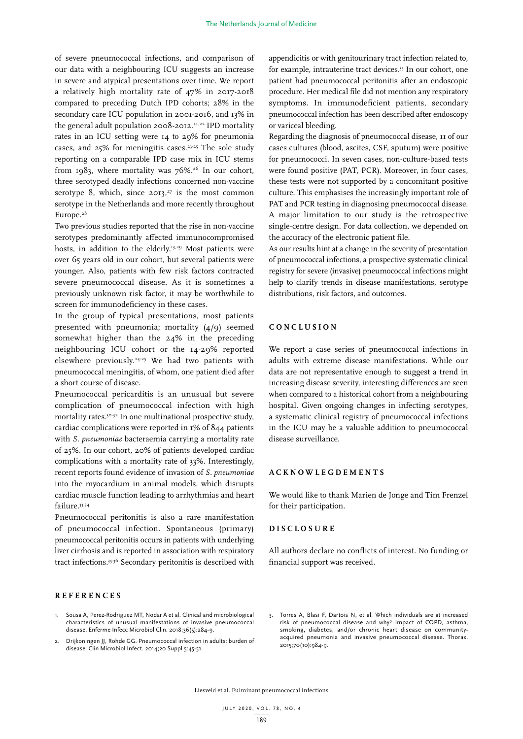of severe pneumococcal infections, and comparison of our data with a neighbouring ICU suggests an increase in severe and atypical presentations over time. We report a relatively high mortality rate of 47% in 2017-2018 compared to preceding Dutch IPD cohorts; 28% in the secondary care ICU population in 2001-2016, and 13% in the general adult population 2008-2012.[14,22] IPD mortality rates in an ICU setting were 14 to 29% for pneumonia cases, and 25% for meningitis cases.[23-25] The sole study reporting on a comparable IPD case mix in ICU stems from 1983, where mortality was 76%.[26] In our cohort, three serotyped deadly infections concerned non-vaccine serotype 8, which, since 2013,[27] is the most common serotype in the Netherlands and more recently throughout Europe.[28]

Two previous studies reported that the rise in non-vaccine serotypes predominantly affected immunocompromised hosts, in addition to the elderly.[13,29] Most patients were over 65 years old in our cohort, but several patients were younger. Also, patients with few risk factors contracted severe pneumococcal disease. As it is sometimes a previously unknown risk factor, it may be worthwhile to screen for immunodeficiency in these cases.

In the group of typical presentations, most patients presented with pneumonia; mortality (4/9) seemed somewhat higher than the 24% in the preceding neighbouring ICU cohort or the 14-29% reported elsewhere previously.[23-25] We had two patients with pneumococcal meningitis, of whom, one patient died after a short course of disease.

Pneumococcal pericarditis is an unusual but severe complication of pneumococcal infection with high mortality rates.[30-32] In one multinational prospective study, cardiac complications were reported in 1% of 844 patients with *S. pneumoniae* bacteraemia carrying a mortality rate of 25%. In our cohort, 20% of patients developed cardiac complications with a mortality rate of 33%. Interestingly, recent reports found evidence of invasion of *S. pneumoniae* into the myocardium in animal models, which disrupts cardiac muscle function leading to arrhythmias and heart failure.[33,34]

Pneumococcal peritonitis is also a rare manifestation of pneumococcal infection. Spontaneous (primary) pneumococcal peritonitis occurs in patients with underlying liver cirrhosis and is reported in association with respiratory tract infections.[35,36] Secondary peritonitis is described with appendicitis or with genitourinary tract infection related to, for example, intrauterine tract devices.[35] In our cohort, one patient had pneumococcal peritonitis after an endoscopic procedure. Her medical file did not mention any respiratory symptoms. In immunodeficient patients, secondary pneumococcal infection has been described after endoscopy or variceal bleeding.

Regarding the diagnosis of pneumococcal disease, 11 of our cases cultures (blood, ascites, CSF, sputum) were positive for pneumococci. In seven cases, non-culture-based tests were found positive (PAT, PCR). Moreover, in four cases, these tests were not supported by a concomitant positive culture. This emphasises the increasingly important role of PAT and PCR testing in diagnosing pneumococcal disease. A major limitation to our study is the retrospective single-centre design. For data collection, we depended on the accuracy of the electronic patient file.

As our results hint at a change in the severity of presentation of pneumococcal infections, a prospective systematic clinical registry for severe (invasive) pneumococcal infections might help to clarify trends in disease manifestations, serotype distributions, risk factors, and outcomes.

## CONCLUSION

We report a case series of pneumococcal infections in adults with extreme disease manifestations. While our data are not representative enough to suggest a trend in increasing disease severity, interesting differences are seen when compared to a historical cohort from a neighbouring hospital. Given ongoing changes in infecting serotypes, a systematic clinical registry of pneumococcal infections in the ICU may be a valuable addition to pneumococcal disease surveillance.

## ACKNOWLEGDEMENTS

We would like to thank Marien de Jonge and Tim Frenzel for their participation.

## DISCLOSURE

All authors declare no conflicts of interest. No funding or financial support was received.

## REFERENCES

1. Sousa A, Perez-Rodriguez MT, Nodar A et al. Clinical and microbiological characteristics of unusual manifestations of invasive pneumococcal disease. Enferme Infecc Microbiol Clin. 2018;36(5):284-9.
2. Drijkoningen JJ, Rohde GG. Pneumococcal infection in adults: burden of disease. Clin Microbiol Infect. 2014;20 Suppl 5:45-51.
3. Torres A, Blasi F, Dartois N, et al. Which individuals are at increased risk of pneumococcal disease and why? Impact of COPD, asthma, smoking, diabetes, and/or chronic heart disease on community-acquired pneumonia and invasive pneumococcal disease. Thorax. 2015;70(10):984-9.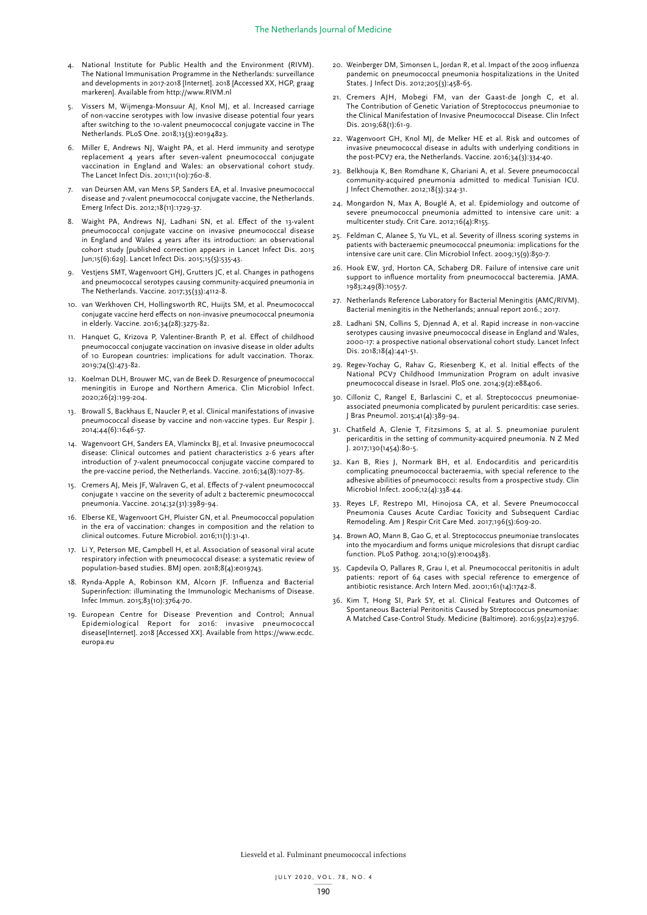4. National Institute for Public Health and the Environment (RIVM). The National Immunisation Programme in the Netherlands: surveillance and developments in 2017-2018 [Internet]. 2018 [Accessed XX, HGP, graag markeren]. Available from http://www.RIVM.nl
5. Vissers M, Wijmenga-Monsuur AJ, Knol MJ, et al. Increased carriage of non-vaccine serotypes with low invasive disease potential four years after switching to the 10-valent pneumococcal conjugate vaccine in The Netherlands. PLoS One. 2018;13(3):e0194823.
6. Miller E, Andrews NJ, Waight PA, et al. Herd immunity and serotype replacement 4 years after seven-valent pneumococcal conjugate vaccination in England and Wales: an observational cohort study. The Lancet Infect Dis. 2011;11(10):760-8.
7. van Deursen AM, van Mens SP, Sanders EA, et al. Invasive pneumococcal disease and 7-valent pneumococcal conjugate vaccine, the Netherlands. Emerg Infect Dis. 2012;18(11):1729-37.
8. Waight PA, Andrews NJ, Ladhani SN, et al. Effect of the 13-valent pneumococcal conjugate vaccine on invasive pneumococcal disease in England and Wales 4 years after its introduction: an observational cohort study [published correction appears in Lancet Infect Dis. 2015 Jun;15(6):629]. Lancet Infect Dis. 2015;15(5):535-43.
9. Vestjens SMT, Wagenvoort GHJ, Grutters JC, et al. Changes in pathogens and pneumococcal serotypes causing community-acquired pneumonia in The Netherlands. Vaccine. 2017;35(33):4112-8.
10. van Werkhoven CH, Hollingsworth RC, Huijts SM, et al. Pneumococcal conjugate vaccine herd effects on non-invasive pneumococcal pneumonia in elderly. Vaccine. 2016;34(28):3275-82.
11. Hanquet G, Krizova P, Valentiner-Branth P, et al. Effect of childhood pneumococcal conjugate vaccination on invasive disease in older adults of 10 European countries: implications for adult vaccination. Thorax. 2019;74(5):473-82.
12. Koelman DLH, Brouwer MC, van de Beek D. Resurgence of pneumococcal meningitis in Europe and Northern America. Clin Microbiol Infect. 2020;26(2):199-204.
13. Browall S, Backhaus E, Naucler P, et al. Clinical manifestations of invasive pneumococcal disease by vaccine and non-vaccine types. Eur Respir J. 2014;44(6):1646-57.
14. Wagenvoort GH, Sanders EA, Vlaminckx BJ, et al. Invasive pneumococcal disease: Clinical outcomes and patient characteristics 2-6 years after introduction of 7-valent pneumococcal conjugate vaccine compared to the pre-vaccine period, the Netherlands. Vaccine. 2016;34(8):1077-85.
15. Cremers AJ, Meis JF, Walraven G, et al. Effects of 7-valent pneumococcal conjugate 1 vaccine on the severity of adult 2 bacteremic pneumococcal pneumonia. Vaccine. 2014;32(31):3989-94.
16. Elberse KE, Wagenvoort GH, Pluister GN, et al. Pneumococcal population in the era of vaccination: changes in composition and the relation to clinical outcomes. Future Microbiol. 2016;11(1):31-41.
17. Li Y, Peterson ME, Campbell H, et al. Association of seasonal viral acute respiratory infection with pneumococcal disease: a systematic review of population-based studies. BMJ open. 2018;8(4):e019743.
18. Rynda-Apple A, Robinson KM, Alcorn JF. Influenza and Bacterial Superinfection: illuminating the Immunologic Mechanisms of Disease. Infec Immun. 2015;83(10):3764-70.
19. European Centre for Disease Prevention and Control; Annual Epidemiological Report for 2016: invasive pneumococcal disease[Internet]. 2018 [Accessed XX]. Available from https://www.ecdc.europa.eu
20. Weinberger DM, Simonsen L, Jordan R, et al. Impact of the 2009 influenza pandemic on pneumococcal pneumonia hospitalizations in the United States. J Infect Dis. 2012;205(3):458-65.
21. Cremers AJH, Mobegi FM, van der Gaast-de Jongh C, et al. The Contribution of Genetic Variation of Streptococcus pneumoniae to the Clinical Manifestation of Invasive Pneumococcal Disease. Clin Infect Dis. 2019;68(1):61-9.
22. Wagenvoort GH, Knol MJ, de Melker HE et al. Risk and outcomes of invasive pneumococcal disease in adults with underlying conditions in the post-PCV7 era, the Netherlands. Vaccine. 2016;34(3):334-40.
23. Belkhouja K, Ben Romdhane K, Ghariani A, et al. Severe pneumococcal community-acquired pneumonia admitted to medical Tunisian ICU. J Infect Chemother. 2012;18(3):324-31.
24. Mongardon N, Max A, Bouglé A, et al. Epidemiology and outcome of severe pneumococcal pneumonia admitted to intensive care unit: a multicenter study. Crit Care. 2012;16(4):R155.
25. Feldman C, Alanee S, Yu VL, et al. Severity of illness scoring systems in patients with bacteraemic pneumococcal pneumonia: implications for the intensive care unit care. Clin Microbiol Infect. 2009;15(9):850-7.
26. Hook EW, 3rd, Horton CA, Schaberg DR. Failure of intensive care unit support to influence mortality from pneumococcal bacteremia. JAMA. 1983;249(8):1055-7.
27. Netherlands Reference Laboratory for Bacterial Meningitis (AMC/RIVM). Bacterial meningitis in the Netherlands; annual report 2016.; 2017.
28. Ladhani SN, Collins S, Djennad A, et al. Rapid increase in non-vaccine serotypes causing invasive pneumococcal disease in England and Wales, 2000-17: a prospective national observational cohort study. Lancet Infect Dis. 2018;18(4):441-51.
29. Regev-Yochay G, Rahav G, Riesenberg K, et al. Initial effects of the National PCV7 Childhood Immunization Program on adult invasive pneumococcal disease in Israel. PloS one. 2014;9(2):e88406.
30. Cilloniz C, Rangel E, Barlascini C, et al. Streptococcus pneumoniae-associated pneumonia complicated by purulent pericarditis: case series. J Bras Pneumol. 2015;41(4):389-94.
31. Chatfield A, Glenie T, Fitzsimons S, at al. S. pneumoniae purulent pericarditis in the setting of community-acquired pneumonia. N Z Med J. 2017;130(1454):80-5.
32. Kan B, Ries J, Normark BH, et al. Endocarditis and pericarditis complicating pneumococcal bacteraemia, with special reference to the adhesive abilities of pneumococci: results from a prospective study. Clin Microbiol Infect. 2006;12(4):338-44.
33. Reyes LF, Restrepo MI, Hinojosa CA, et al. Severe Pneumococcal Pneumonia Causes Acute Cardiac Toxicity and Subsequent Cardiac Remodeling. Am J Respir Crit Care Med. 2017;196(5):609-20.
34. Brown AO, Mann B, Gao G, et al. Streptococcus pneumoniae translocates into the myocardium and forms unique microlesions that disrupt cardiac function. PLoS Pathog. 2014;10(9):e1004383.
35. Capdevila O, Pallares R, Grau I, et al. Pneumococcal peritonitis in adult patients: report of 64 cases with special reference to emergence of antibiotic resistance. Arch Intern Med. 2001;161(14):1742-8.
36. Kim T, Hong SI, Park SY, et al. Clinical Features and Outcomes of Spontaneous Bacterial Peritonitis Caused by Streptococcus pneumoniae: A Matched Case-Control Study. Medicine (Baltimore). 2016;95(22):e3796.